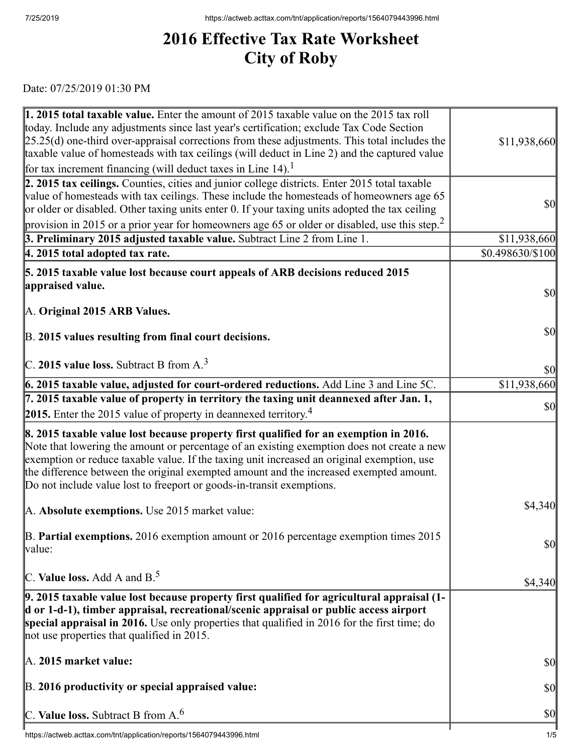# 2016 Effective Tax Rate Worksheet
# City of Roby

Date: 07/25/2019 01:30 PM

| | |
|---|---|
| **1. 2015 total taxable value.** Enter the amount of 2015 taxable value on the 2015 tax roll today. Include any adjustments since last year's certification; exclude Tax Code Section 25.25(d) one-third over-appraisal corrections from these adjustments. This total includes the taxable value of homesteads with tax ceilings (will deduct in Line 2) and the captured value for tax increment financing (will deduct taxes in Line 14).[1] | $11,938,660 |
| **2. 2015 tax ceilings.** Counties, cities and junior college districts. Enter 2015 total taxable value of homesteads with tax ceilings. These include the homesteads of homeowners age 65 or older or disabled. Other taxing units enter 0. If your taxing units adopted the tax ceiling provision in 2015 or a prior year for homeowners age 65 or older or disabled, use this step.[2] | $0 |
| **3. Preliminary 2015 adjusted taxable value.** Subtract Line 2 from Line 1. | $11,938,660 |
| **4. 2015 total adopted tax rate.** | $0.498630/$100 |
| **5. 2015 taxable value lost because court appeals of ARB decisions reduced 2015 appraised value.**<br><br>A. **Original 2015 ARB Values.**<br><br>B. **2015 values resulting from final court decisions.**<br><br>C. **2015 value loss.** Subtract B from A.[3] | $0<br><br>$0<br><br>$0 |
| **6. 2015 taxable value, adjusted for court-ordered reductions.** Add Line 3 and Line 5C. | $11,938,660 |
| **7. 2015 taxable value of property in territory the taxing unit deannexed after Jan. 1, 2015.** Enter the 2015 value of property in deannexed territory.[4] | $0 |
| **8. 2015 taxable value lost because property first qualified for an exemption in 2016.** Note that lowering the amount or percentage of an existing exemption does not create a new exemption or reduce taxable value. If the taxing unit increased an original exemption, use the difference between the original exempted amount and the increased exempted amount. Do not include value lost to freeport or goods-in-transit exemptions.<br><br>A. **Absolute exemptions.** Use 2015 market value:<br><br>B. **Partial exemptions.** 2016 exemption amount or 2016 percentage exemption times 2015 value:<br><br>C. **Value loss.** Add A and B.[5] | $4,340<br><br>$0<br><br>$4,340 |
| **9. 2015 taxable value lost because property first qualified for agricultural appraisal (1-d or 1-d-1), timber appraisal, recreational/scenic appraisal or public access airport special appraisal in 2016.** Use only properties that qualified in 2016 for the first time; do not use properties that qualified in 2015.<br><br>A. **2015 market value:**<br><br>B. **2016 productivity or special appraised value:**<br><br>C. **Value loss.** Subtract B from A.[6] | $0<br><br>$0<br><br>$0 |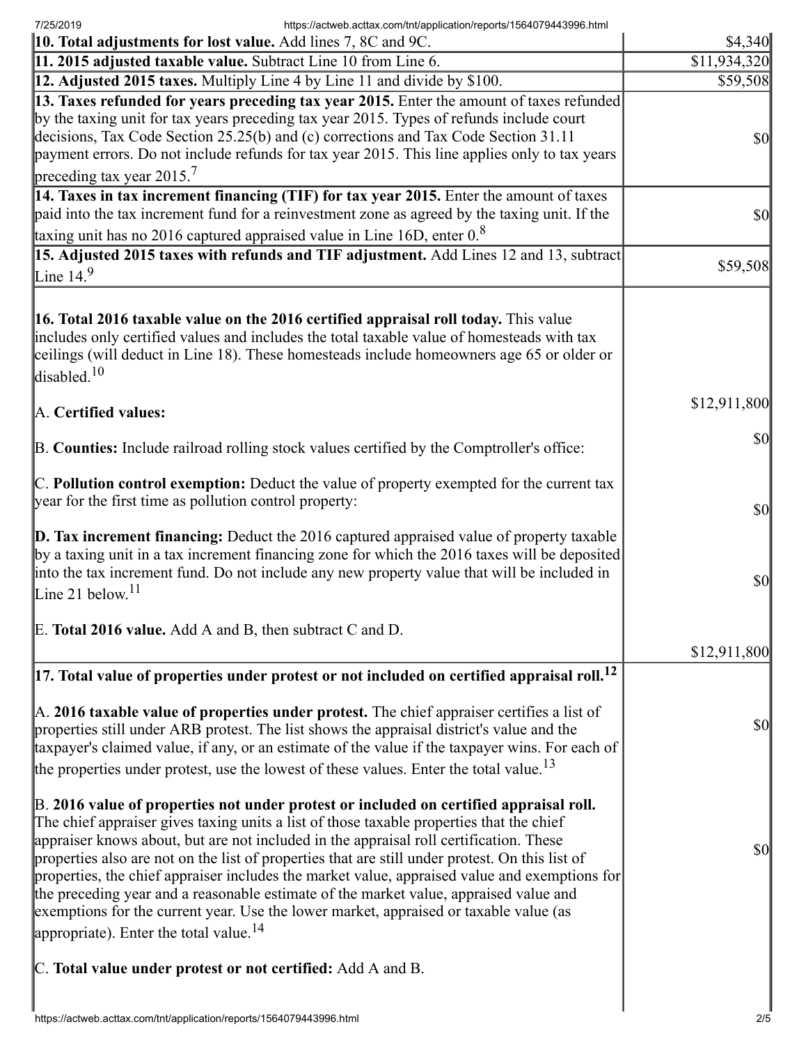| | |
|---|---|
| **10. Total adjustments for lost value.** Add lines 7, 8C and 9C. | $4,340 |
| **11. 2015 adjusted taxable value.** Subtract Line 10 from Line 6. | $11,934,320 |
| **12. Adjusted 2015 taxes.** Multiply Line 4 by Line 11 and divide by $100. | $59,508 |
| **13. Taxes refunded for years preceding tax year 2015.** Enter the amount of taxes refunded by the taxing unit for tax years preceding tax year 2015. Types of refunds include court decisions, Tax Code Section 25.25(b) and (c) corrections and Tax Code Section 31.11 payment errors. Do not include refunds for tax year 2015. This line applies only to tax years preceding tax year 2015.[7] | $0 |
| **14. Taxes in tax increment financing (TIF) for tax year 2015.** Enter the amount of taxes paid into the tax increment fund for a reinvestment zone as agreed by the taxing unit. If the taxing unit has no 2016 captured appraised value in Line 16D, enter 0.[8] | $0 |
| **15. Adjusted 2015 taxes with refunds and TIF adjustment.** Add Lines 12 and 13, subtract Line 14.[9] | $59,508 |
| **16. Total 2016 taxable value on the 2016 certified appraisal roll today.** This value includes only certified values and includes the total taxable value of homesteads with tax ceilings (will deduct in Line 18). These homesteads include homeowners age 65 or older or disabled.[10]<br><br>A. **Certified values:**<br><br>B. **Counties:** Include railroad rolling stock values certified by the Comptroller's office:<br><br>C. **Pollution control exemption:** Deduct the value of property exempted for the current tax year for the first time as pollution control property:<br><br>**D. Tax increment financing:** Deduct the 2016 captured appraised value of property taxable by a taxing unit in a tax increment financing zone for which the 2016 taxes will be deposited into the tax increment fund. Do not include any new property value that will be included in Line 21 below.[11]<br><br>E. **Total 2016 value.** Add A and B, then subtract C and D. | <br><br><br><br>$12,911,800<br><br>$0<br><br>$0<br><br>$0<br><br>$12,911,800 |
| **17. Total value of properties under protest or not included on certified appraisal roll.[12]**<br><br>A. **2016 taxable value of properties under protest.** The chief appraiser certifies a list of properties still under ARB protest. The list shows the appraisal district's value and the taxpayer's claimed value, if any, or an estimate of the value if the taxpayer wins. For each of the properties under protest, use the lowest of these values. Enter the total value.[13]<br><br>B. **2016 value of properties not under protest or included on certified appraisal roll.** The chief appraiser gives taxing units a list of those taxable properties that the chief appraiser knows about, but are not included in the appraisal roll certification. These properties also are not on the list of properties that are still under protest. On this list of properties, the chief appraiser includes the market value, appraised value and exemptions for the preceding year and a reasonable estimate of the market value, appraised value and exemptions for the current year. Use the lower market, appraised or taxable value (as appropriate). Enter the total value.[14]<br><br>C. **Total value under protest or not certified:** Add A and B. | <br><br>$0<br><br><br><br>$0 |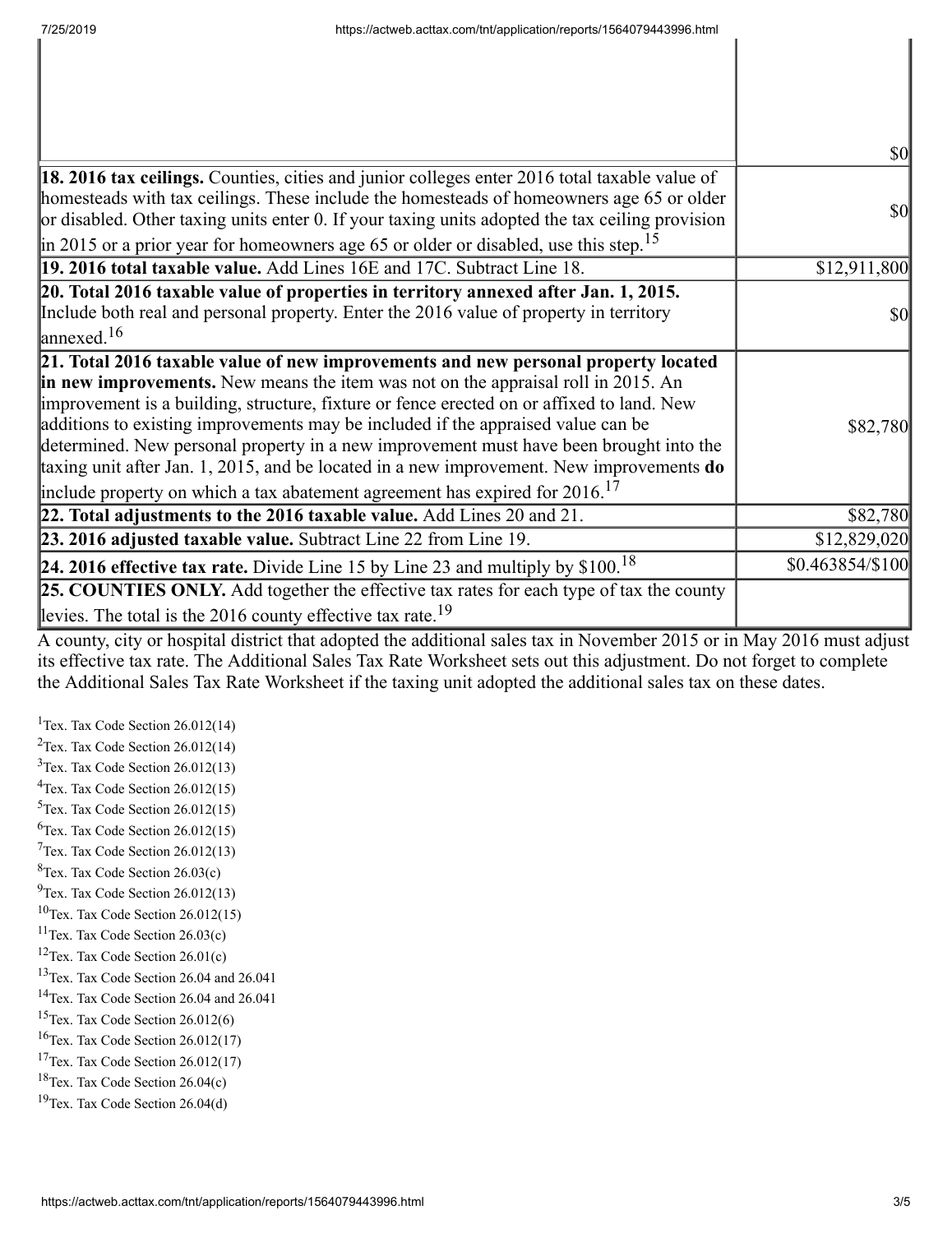| | |
|---|---|
| | $0 |
| **18. 2016 tax ceilings.** Counties, cities and junior colleges enter 2016 total taxable value of homesteads with tax ceilings. These include the homesteads of homeowners age 65 or older or disabled. Other taxing units enter 0. If your taxing units adopted the tax ceiling provision in 2015 or a prior year for homeowners age 65 or older or disabled, use this step.[15] | $0 |
| **19. 2016 total taxable value.** Add Lines 16E and 17C. Subtract Line 18. | $12,911,800 |
| **20. Total 2016 taxable value of properties in territory annexed after Jan. 1, 2015.** Include both real and personal property. Enter the 2016 value of property in territory annexed.[16] | $0 |
| **21. Total 2016 taxable value of new improvements and new personal property located in new improvements.** New means the item was not on the appraisal roll in 2015. An improvement is a building, structure, fixture or fence erected on or affixed to land. New additions to existing improvements may be included if the appraised value can be determined. New personal property in a new improvement must have been brought into the taxing unit after Jan. 1, 2015, and be located in a new improvement. New improvements **do** include property on which a tax abatement agreement has expired for 2016.[17] | $82,780 |
| **22. Total adjustments to the 2016 taxable value.** Add Lines 20 and 21. | $82,780 |
| **23. 2016 adjusted taxable value.** Subtract Line 22 from Line 19. | $12,829,020 |
| **24. 2016 effective tax rate.** Divide Line 15 by Line 23 and multiply by $100.[18] | $0.463854/$100 |
| **25. COUNTIES ONLY.** Add together the effective tax rates for each type of tax the county levies. The total is the 2016 county effective tax rate.[19] | |

A county, city or hospital district that adopted the additional sales tax in November 2015 or in May 2016 must adjust its effective tax rate. The Additional Sales Tax Rate Worksheet sets out this adjustment. Do not forget to complete the Additional Sales Tax Rate Worksheet if the taxing unit adopted the additional sales tax on these dates.

[1] Tex. Tax Code Section 26.012(14)
[2] Tex. Tax Code Section 26.012(14)
[3] Tex. Tax Code Section 26.012(13)
[4] Tex. Tax Code Section 26.012(15)
[5] Tex. Tax Code Section 26.012(15)
[6] Tex. Tax Code Section 26.012(15)
[7] Tex. Tax Code Section 26.012(13)
[8] Tex. Tax Code Section 26.03(c)
[9] Tex. Tax Code Section 26.012(13)
[10] Tex. Tax Code Section 26.012(15)
[11] Tex. Tax Code Section 26.03(c)
[12] Tex. Tax Code Section 26.01(c)
[13] Tex. Tax Code Section 26.04 and 26.041
[14] Tex. Tax Code Section 26.04 and 26.041
[15] Tex. Tax Code Section 26.012(6)
[16] Tex. Tax Code Section 26.012(17)
[17] Tex. Tax Code Section 26.012(17)
[18] Tex. Tax Code Section 26.04(c)
[19] Tex. Tax Code Section 26.04(d)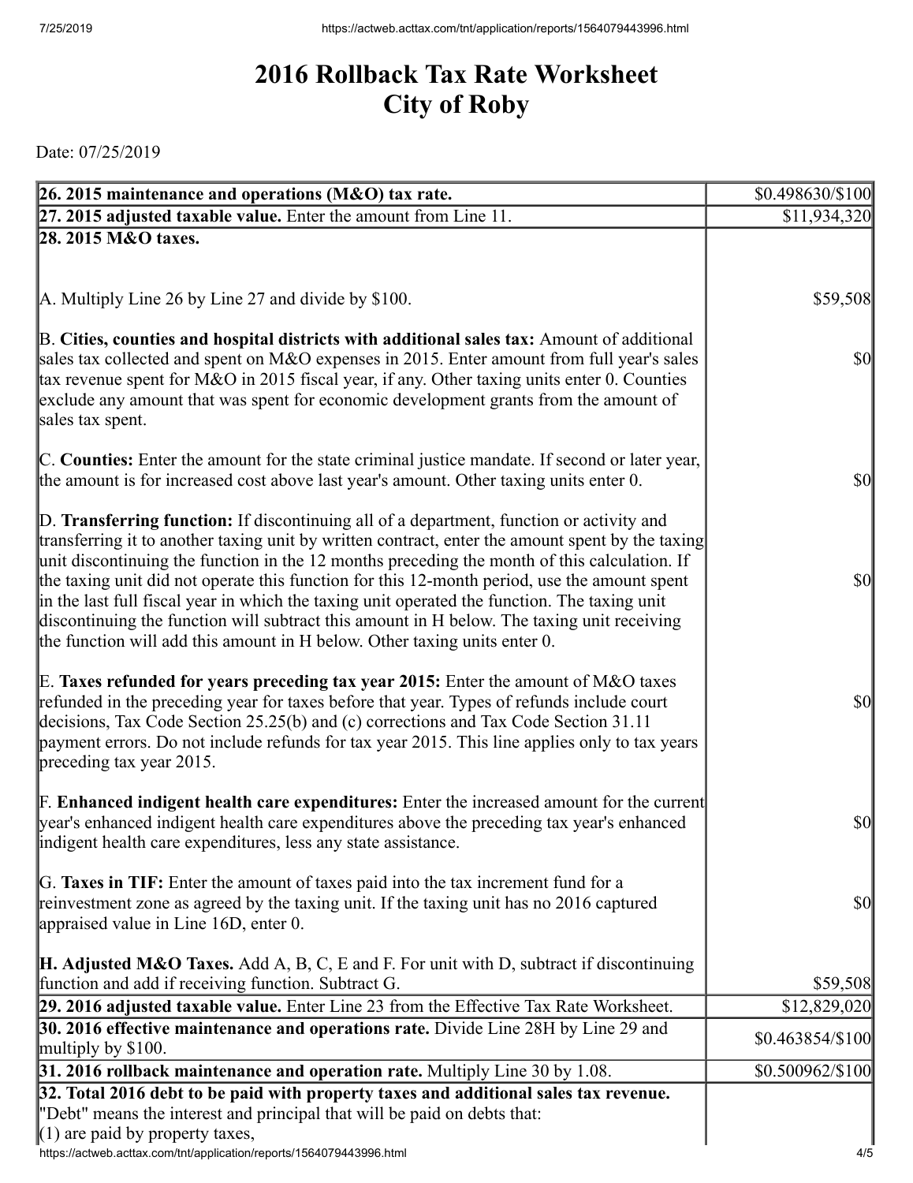# 2016 Rollback Tax Rate Worksheet
# City of Roby

Date: 07/25/2019

| | |
|---|---|
| **26. 2015 maintenance and operations (M&O) tax rate.** | $0.498630/$100 |
| **27. 2015 adjusted taxable value.** Enter the amount from Line 11. | $11,934,320 |
| **28. 2015 M&O taxes.** | |
| A. Multiply Line 26 by Line 27 and divide by $100. | $59,508 |
| B. **Cities, counties and hospital districts with additional sales tax:** Amount of additional sales tax collected and spent on M&O expenses in 2015. Enter amount from full year's sales tax revenue spent for M&O in 2015 fiscal year, if any. Other taxing units enter 0. Counties exclude any amount that was spent for economic development grants from the amount of sales tax spent. | $0 |
| C. **Counties:** Enter the amount for the state criminal justice mandate. If second or later year, the amount is for increased cost above last year's amount. Other taxing units enter 0. | $0 |
| D. **Transferring function:** If discontinuing all of a department, function or activity and transferring it to another taxing unit by written contract, enter the amount spent by the taxing unit discontinuing the function in the 12 months preceding the month of this calculation. If the taxing unit did not operate this function for this 12-month period, use the amount spent in the last full fiscal year in which the taxing unit operated the function. The taxing unit discontinuing the function will subtract this amount in H below. The taxing unit receiving the function will add this amount in H below. Other taxing units enter 0. | $0 |
| E. **Taxes refunded for years preceding tax year 2015:** Enter the amount of M&O taxes refunded in the preceding year for taxes before that year. Types of refunds include court decisions, Tax Code Section 25.25(b) and (c) corrections and Tax Code Section 31.11 payment errors. Do not include refunds for tax year 2015. This line applies only to tax years preceding tax year 2015. | $0 |
| F. **Enhanced indigent health care expenditures:** Enter the increased amount for the current year's enhanced indigent health care expenditures above the preceding tax year's enhanced indigent health care expenditures, less any state assistance. | $0 |
| G. **Taxes in TIF:** Enter the amount of taxes paid into the tax increment fund for a reinvestment zone as agreed by the taxing unit. If the taxing unit has no 2016 captured appraised value in Line 16D, enter 0. | $0 |
| **H. Adjusted M&O Taxes.** Add A, B, C, E and F. For unit with D, subtract if discontinuing function and add if receiving function. Subtract G. | $59,508 |
| **29. 2016 adjusted taxable value.** Enter Line 23 from the Effective Tax Rate Worksheet. | $12,829,020 |
| **30. 2016 effective maintenance and operations rate.** Divide Line 28H by Line 29 and multiply by $100. | $0.463854/$100 |
| **31. 2016 rollback maintenance and operation rate.** Multiply Line 30 by 1.08. | $0.500962/$100 |
| **32. Total 2016 debt to be paid with property taxes and additional sales tax revenue.** "Debt" means the interest and principal that will be paid on debts that:<br>(1) are paid by property taxes, | |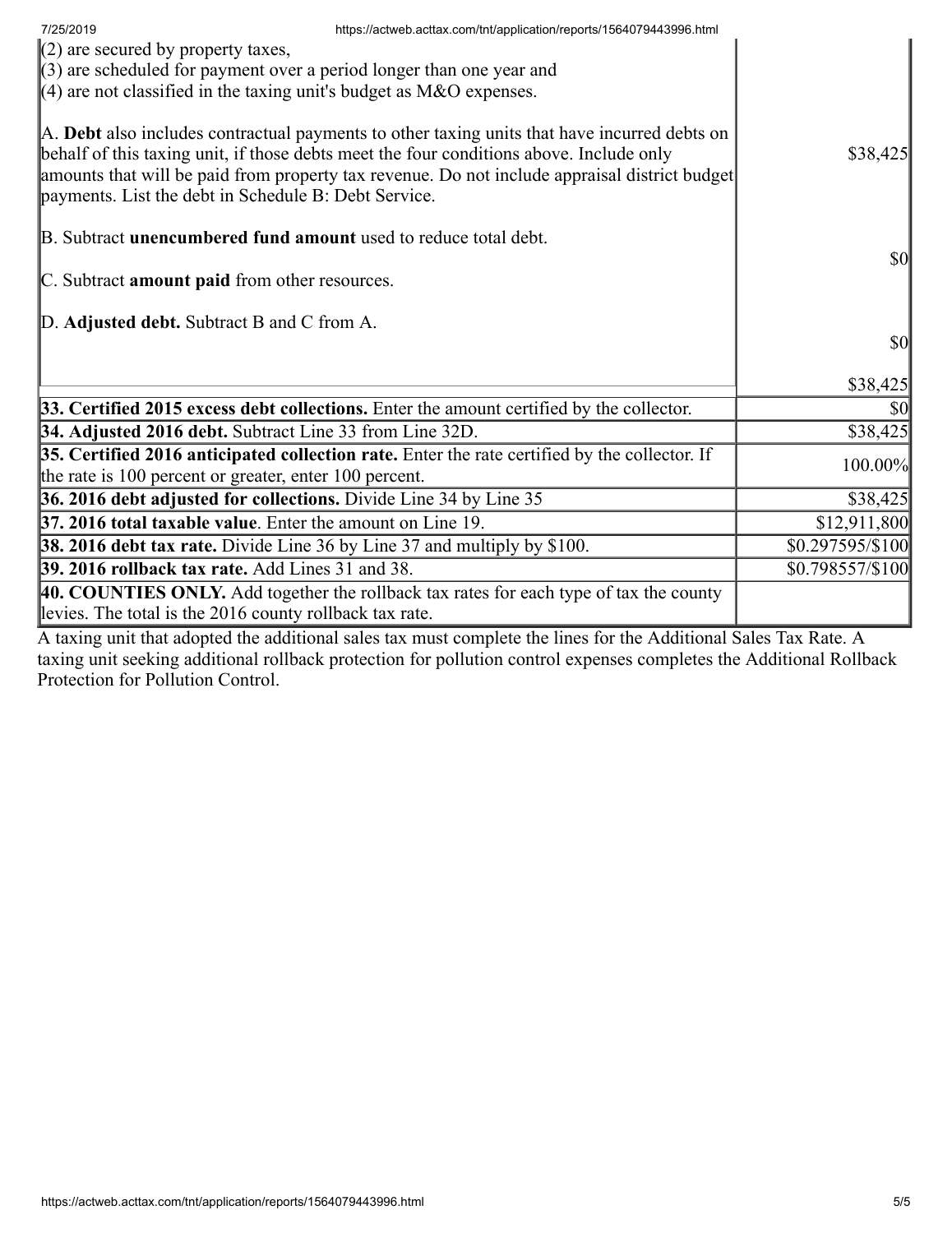| | |
|---|---|
| (2) are secured by property taxes,<br>(3) are scheduled for payment over a period longer than one year and<br>(4) are not classified in the taxing unit's budget as M&O expenses.<br><br>A. **Debt** also includes contractual payments to other taxing units that have incurred debts on behalf of this taxing unit, if those debts meet the four conditions above. Include only amounts that will be paid from property tax revenue. Do not include appraisal district budget payments. List the debt in Schedule B: Debt Service.<br><br>B. Subtract **unencumbered fund amount** used to reduce total debt.<br><br>C. Subtract **amount paid** from other resources.<br><br>D. **Adjusted debt.** Subtract B and C from A. | $38,425<br><br>$0<br><br>$0<br><br>$38,425 |
| **33. Certified 2015 excess debt collections.** Enter the amount certified by the collector. | $0 |
| **34. Adjusted 2016 debt.** Subtract Line 33 from Line 32D. | $38,425 |
| **35. Certified 2016 anticipated collection rate.** Enter the rate certified by the collector. If the rate is 100 percent or greater, enter 100 percent. | 100.00% |
| **36. 2016 debt adjusted for collections.** Divide Line 34 by Line 35 | $38,425 |
| **37. 2016 total taxable value**. Enter the amount on Line 19. | $12,911,800 |
| **38. 2016 debt tax rate.** Divide Line 36 by Line 37 and multiply by $100. | $0.297595/$100 |
| **39. 2016 rollback tax rate.** Add Lines 31 and 38. | $0.798557/$100 |
| **40. COUNTIES ONLY.** Add together the rollback tax rates for each type of tax the county levies. The total is the 2016 county rollback tax rate. | |

A taxing unit that adopted the additional sales tax must complete the lines for the Additional Sales Tax Rate. A taxing unit seeking additional rollback protection for pollution control expenses completes the Additional Rollback Protection for Pollution Control.